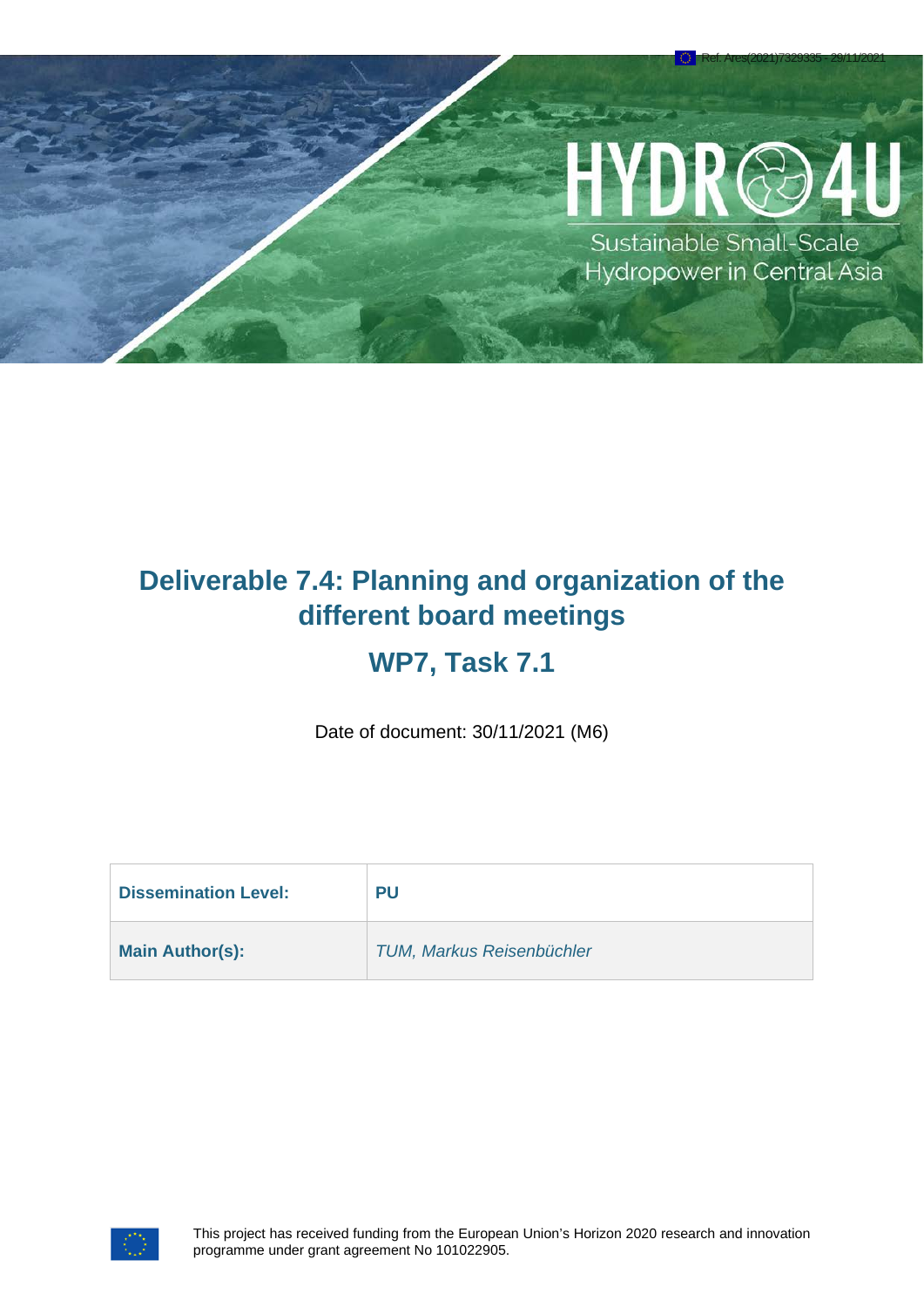Ref. Ares(2021)7329335 - 29/11/2021

HYDRO4U

Sustainable Small-Scale Hydropower in Central Asia

# Deliverable 7.4: Planning and organization of the different board meetings

## WP7, Task 7.1

Date of document: 30/11/2021 (M6)

| **Dissemination Level:** | **PU** |
|---|---|
| **Main Author(s):** | *TUM, Markus Reisenbüchler* |

This project has received funding from the European Union's Horizon 2020 research and innovation programme under grant agreement No 101022905.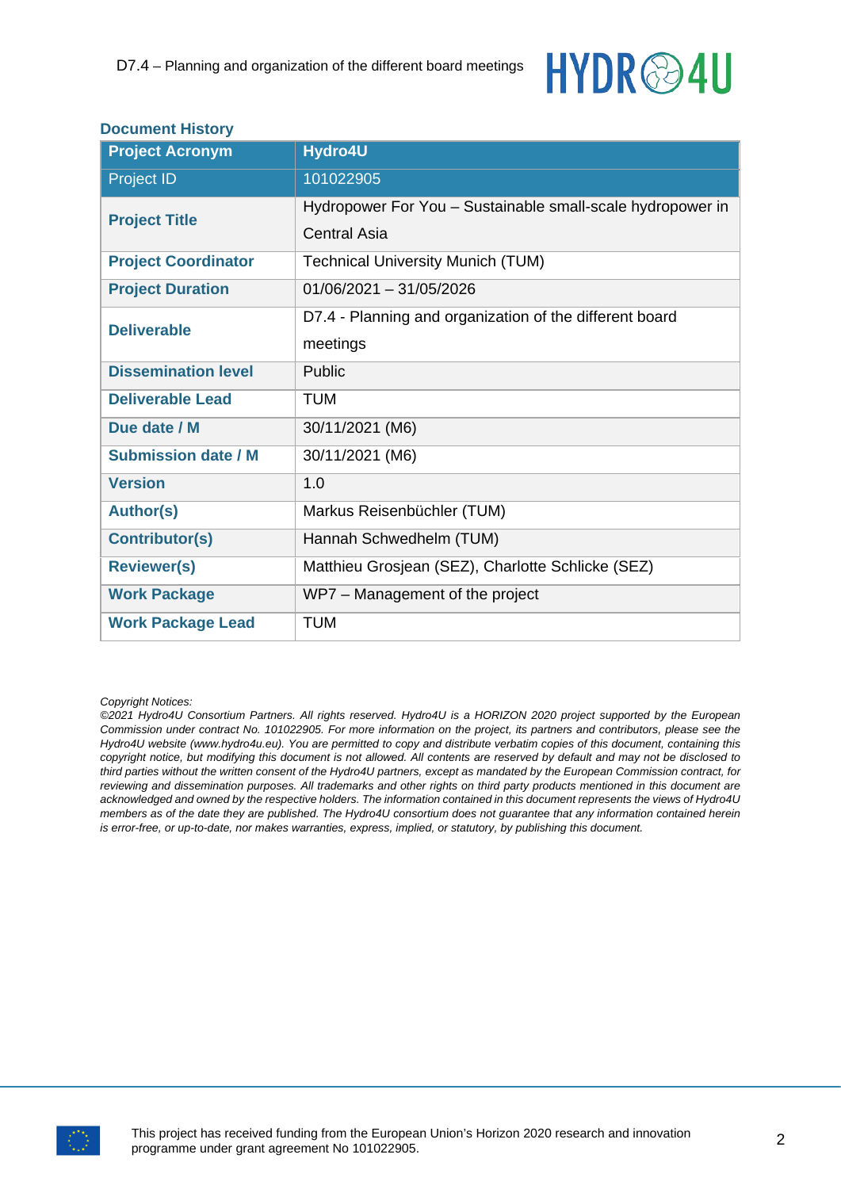## Document History

| Project Acronym | Hydro4U |
|---|---|
| Project ID | 101022905 |
| **Project Title** | Hydropower For You – Sustainable small-scale hydropower in Central Asia |
| **Project Coordinator** | Technical University Munich (TUM) |
| **Project Duration** | 01/06/2021 – 31/05/2026 |
| **Deliverable** | D7.4 - Planning and organization of the different board meetings |
| **Dissemination level** | Public |
| **Deliverable Lead** | TUM |
| **Due date / M** | 30/11/2021 (M6) |
| **Submission date / M** | 30/11/2021 (M6) |
| **Version** | 1.0 |
| **Author(s)** | Markus Reisenbüchler (TUM) |
| **Contributor(s)** | Hannah Schwedhelm (TUM) |
| **Reviewer(s)** | Matthieu Grosjean (SEZ), Charlotte Schlicke (SEZ) |
| **Work Package** | WP7 – Management of the project |
| **Work Package Lead** | TUM |

*Copyright Notices:*

*©2021 Hydro4U Consortium Partners. All rights reserved. Hydro4U is a HORIZON 2020 project supported by the European Commission under contract No. 101022905. For more information on the project, its partners and contributors, please see the Hydro4U website (www.hydro4u.eu). You are permitted to copy and distribute verbatim copies of this document, containing this copyright notice, but modifying this document is not allowed. All contents are reserved by default and may not be disclosed to third parties without the written consent of the Hydro4U partners, except as mandated by the European Commission contract, for reviewing and dissemination purposes. All trademarks and other rights on third party products mentioned in this document are acknowledged and owned by the respective holders. The information contained in this document represents the views of Hydro4U members as of the date they are published. The Hydro4U consortium does not guarantee that any information contained herein is error-free, or up-to-date, nor makes warranties, express, implied, or statutory, by publishing this document.*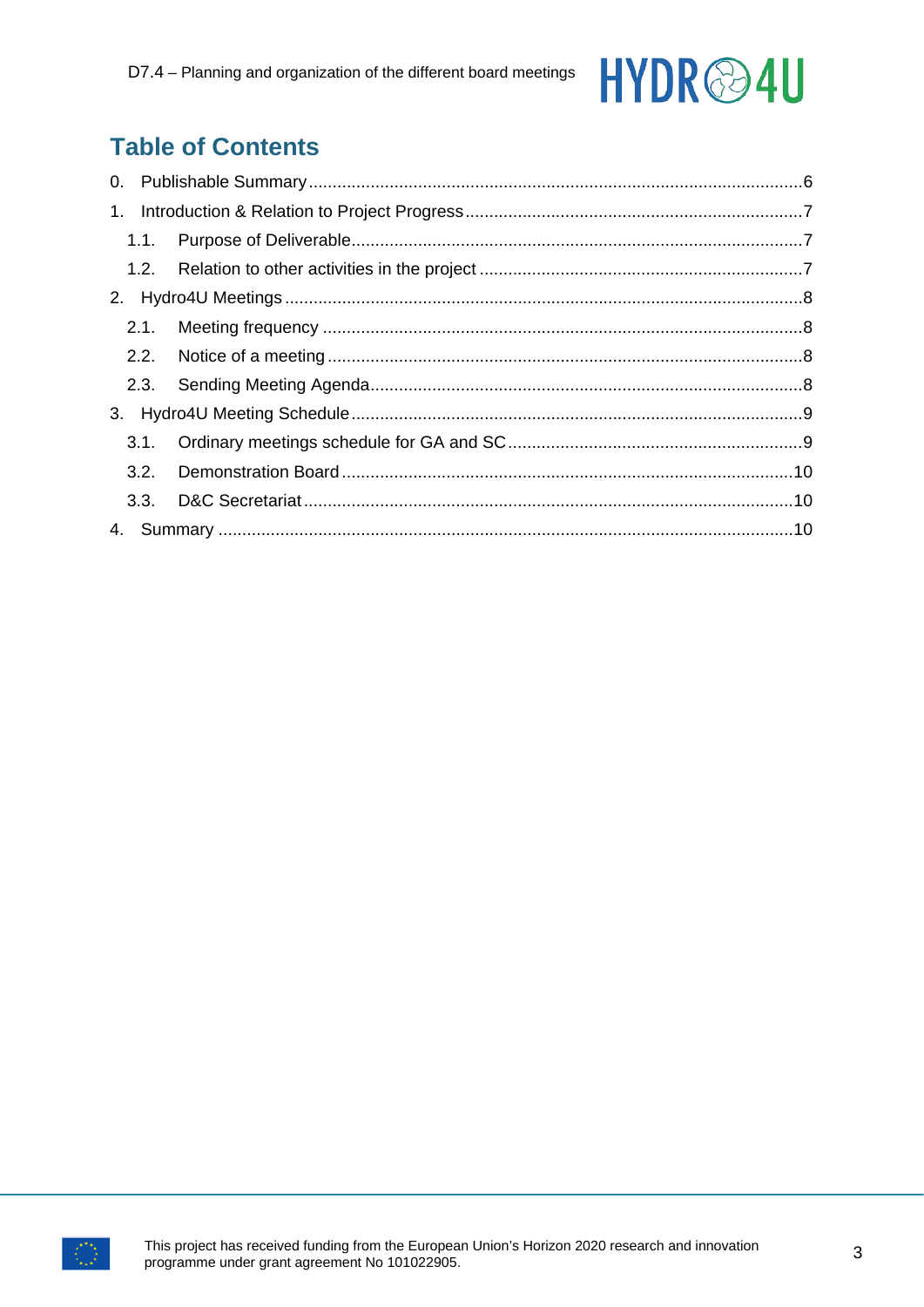# Table of Contents

0. Publishable Summary ....................................................................................................6
1. Introduction & Relation to Project Progress ....................................................................7
   1.1. Purpose of Deliverable ............................................................................................7
   1.2. Relation to other activities in the project ..................................................................7
2. Hydro4U Meetings ...........................................................................................................8
   2.1. Meeting frequency ..................................................................................................8
   2.2. Notice of a meeting .................................................................................................8
   2.3. Sending Meeting Agenda .........................................................................................8
3. Hydro4U Meeting Schedule ..............................................................................................9
   3.1. Ordinary meetings schedule for GA and SC ..............................................................9
   3.2. Demonstration Board .............................................................................................10
   3.3. D&C Secretariat .....................................................................................................10
4. Summary .......................................................................................................................10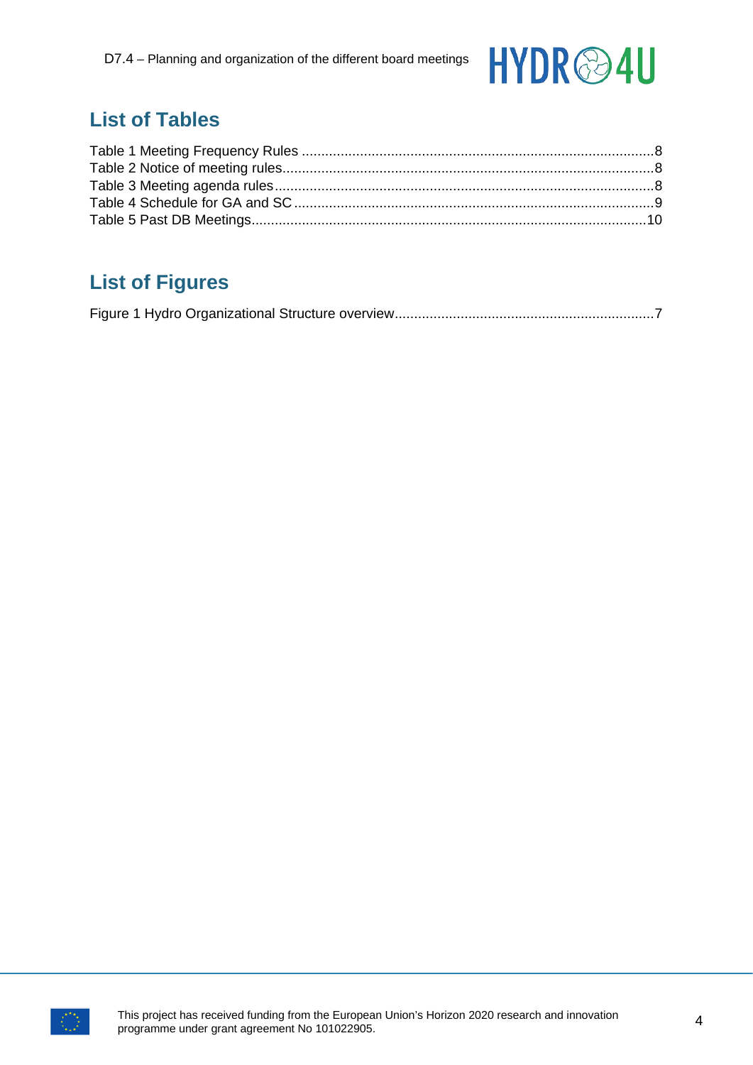## List of Tables

Table 1 Meeting Frequency Rules ....................................................................................8
Table 2 Notice of meeting rules.........................................................................................8
Table 3 Meeting agenda rules...........................................................................................8
Table 4 Schedule for GA and SC ......................................................................................9
Table 5 Past DB Meetings...............................................................................................10

## List of Figures

Figure 1 Hydro Organizational Structure overview.............................................................7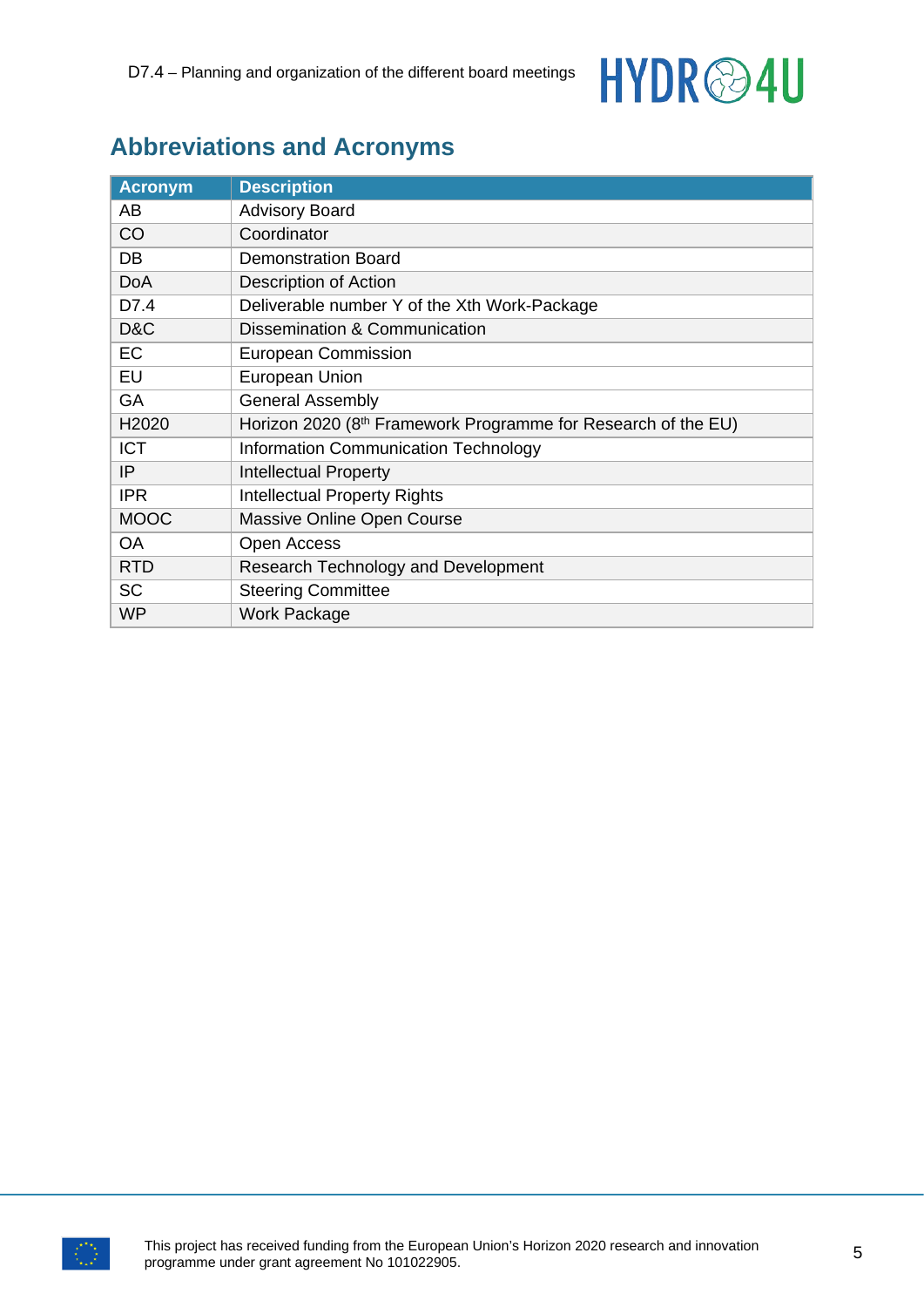## Abbreviations and Acronyms

| Acronym | Description |
|---|---|
| AB | Advisory Board |
| CO | Coordinator |
| DB | Demonstration Board |
| DoA | Description of Action |
| D7.4 | Deliverable number Y of the Xth Work-Package |
| D&C | Dissemination & Communication |
| EC | European Commission |
| EU | European Union |
| GA | General Assembly |
| H2020 | Horizon 2020 (8th Framework Programme for Research of the EU) |
| ICT | Information Communication Technology |
| IP | Intellectual Property |
| IPR | Intellectual Property Rights |
| MOOC | Massive Online Open Course |
| OA | Open Access |
| RTD | Research Technology and Development |
| SC | Steering Committee |
| WP | Work Package |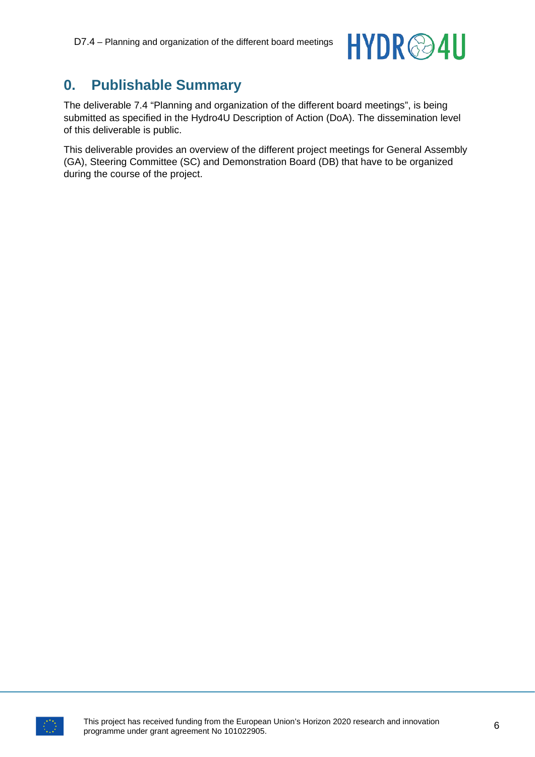# 0. Publishable Summary

The deliverable 7.4 “Planning and organization of the different board meetings”, is being submitted as specified in the Hydro4U Description of Action (DoA). The dissemination level of this deliverable is public.

This deliverable provides an overview of the different project meetings for General Assembly (GA), Steering Committee (SC) and Demonstration Board (DB) that have to be organized during the course of the project.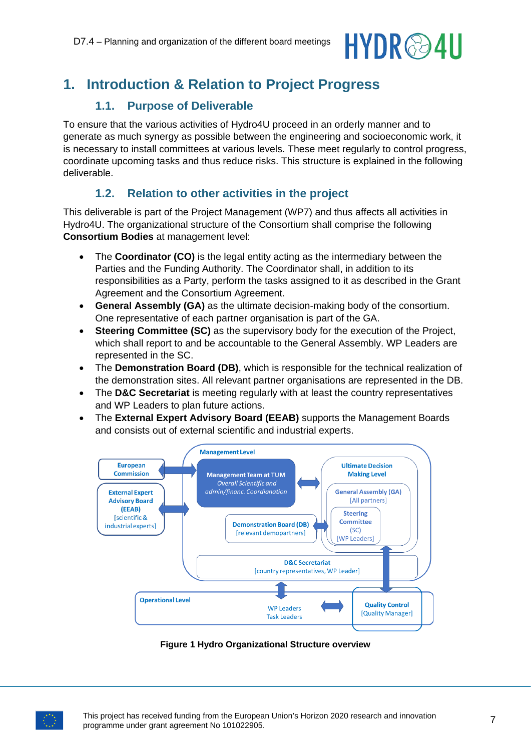# 1. Introduction & Relation to Project Progress

## 1.1. Purpose of Deliverable

To ensure that the various activities of Hydro4U proceed in an orderly manner and to generate as much synergy as possible between the engineering and socioeconomic work, it is necessary to install committees at various levels. These meet regularly to control progress, coordinate upcoming tasks and thus reduce risks. This structure is explained in the following deliverable.

## 1.2. Relation to other activities in the project

This deliverable is part of the Project Management (WP7) and thus affects all activities in Hydro4U. The organizational structure of the Consortium shall comprise the following **Consortium Bodies** at management level:

- The **Coordinator (CO)** is the legal entity acting as the intermediary between the Parties and the Funding Authority. The Coordinator shall, in addition to its responsibilities as a Party, perform the tasks assigned to it as described in the Grant Agreement and the Consortium Agreement.
- **General Assembly (GA)** as the ultimate decision-making body of the consortium. One representative of each partner organisation is part of the GA.
- **Steering Committee (SC)** as the supervisory body for the execution of the Project, which shall report to and be accountable to the General Assembly. WP Leaders are represented in the SC.
- The **Demonstration Board (DB)**, which is responsible for the technical realization of the demonstration sites. All relevant partner organisations are represented in the DB.
- The **D&C Secretariat** is meeting regularly with at least the country representatives and WP Leaders to plan future actions.
- The **External Expert Advisory Board (EEAB)** supports the Management Boards and consists out of external scientific and industrial experts.

**Figure 1 Hydro Organizational Structure overview**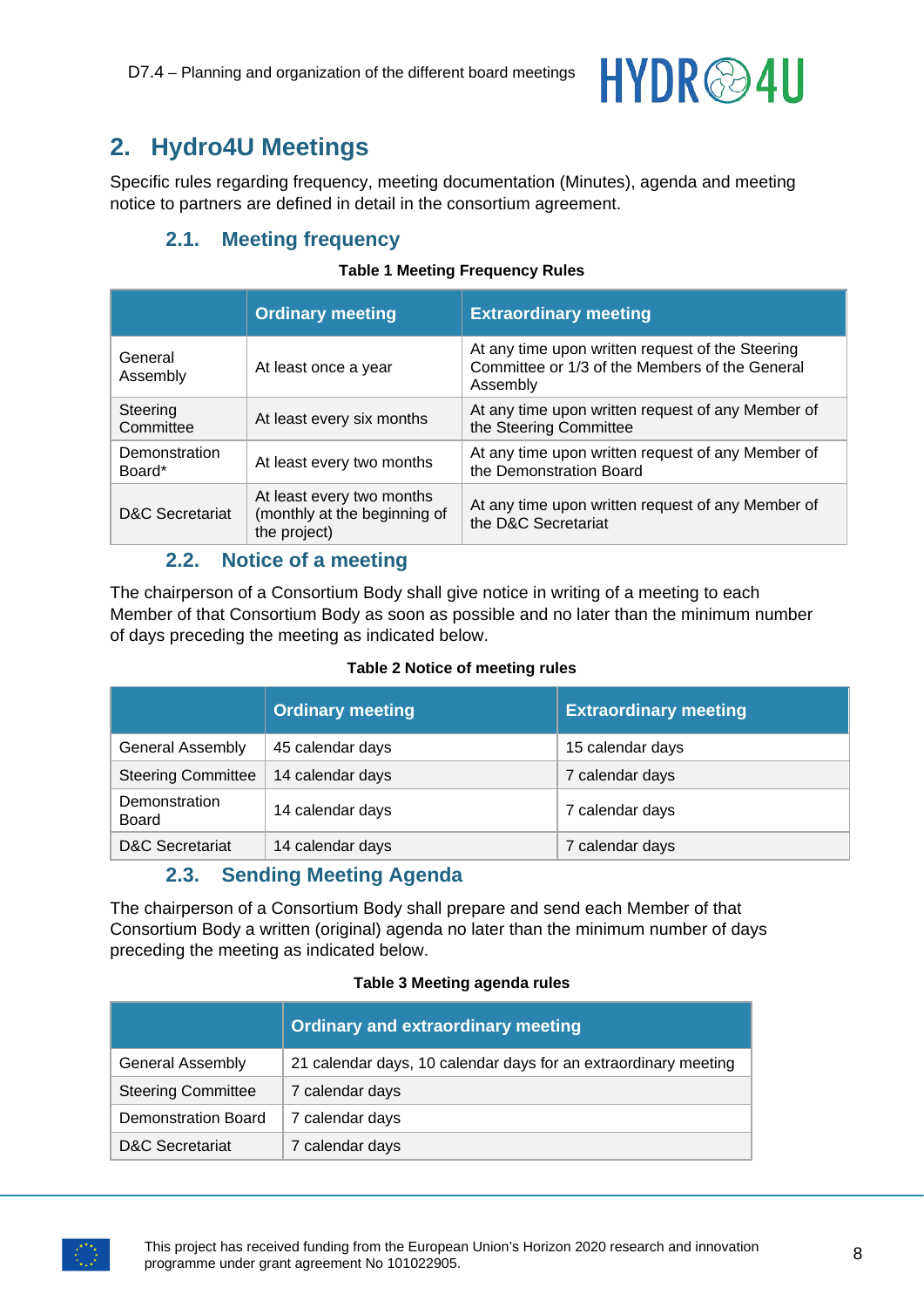## 2. Hydro4U Meetings

Specific rules regarding frequency, meeting documentation (Minutes), agenda and meeting notice to partners are defined in detail in the consortium agreement.

### 2.1. Meeting frequency

**Table 1 Meeting Frequency Rules**

| | Ordinary meeting | Extraordinary meeting |
|---|---|---|
| General Assembly | At least once a year | At any time upon written request of the Steering Committee or 1/3 of the Members of the General Assembly |
| Steering Committee | At least every six months | At any time upon written request of any Member of the Steering Committee |
| Demonstration Board* | At least every two months | At any time upon written request of any Member of the Demonstration Board |
| D&C Secretariat | At least every two months (monthly at the beginning of the project) | At any time upon written request of any Member of the D&C Secretariat |

### 2.2. Notice of a meeting

The chairperson of a Consortium Body shall give notice in writing of a meeting to each Member of that Consortium Body as soon as possible and no later than the minimum number of days preceding the meeting as indicated below.

**Table 2 Notice of meeting rules**

| | Ordinary meeting | Extraordinary meeting |
|---|---|---|
| General Assembly | 45 calendar days | 15 calendar days |
| Steering Committee | 14 calendar days | 7 calendar days |
| Demonstration Board | 14 calendar days | 7 calendar days |
| D&C Secretariat | 14 calendar days | 7 calendar days |

### 2.3. Sending Meeting Agenda

The chairperson of a Consortium Body shall prepare and send each Member of that Consortium Body a written (original) agenda no later than the minimum number of days preceding the meeting as indicated below.

**Table 3 Meeting agenda rules**

| | Ordinary and extraordinary meeting |
|---|---|
| General Assembly | 21 calendar days, 10 calendar days for an extraordinary meeting |
| Steering Committee | 7 calendar days |
| Demonstration Board | 7 calendar days |
| D&C Secretariat | 7 calendar days |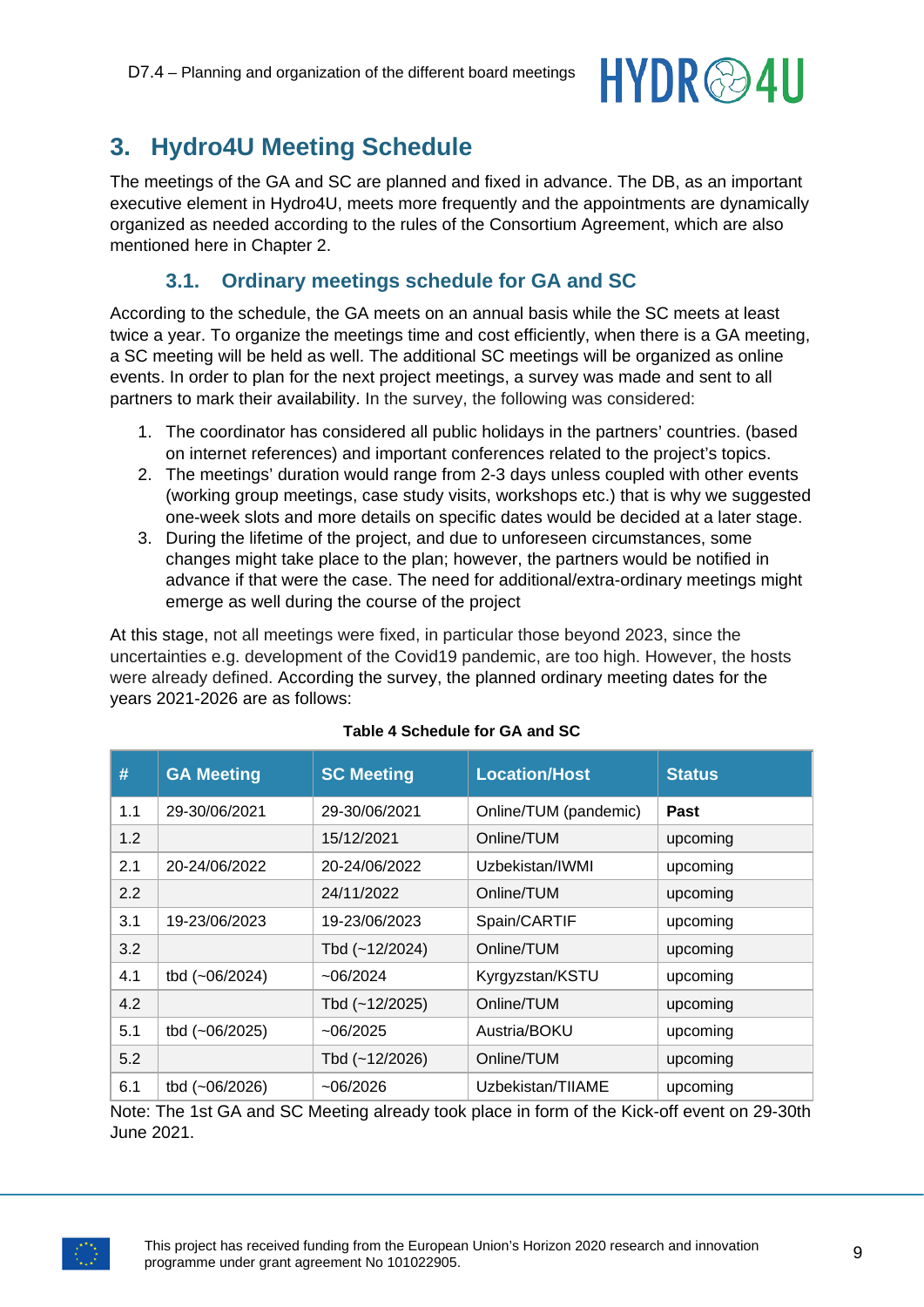# 3. Hydro4U Meeting Schedule

The meetings of the GA and SC are planned and fixed in advance. The DB, as an important executive element in Hydro4U, meets more frequently and the appointments are dynamically organized as needed according to the rules of the Consortium Agreement, which are also mentioned here in Chapter 2.

## 3.1. Ordinary meetings schedule for GA and SC

According to the schedule, the GA meets on an annual basis while the SC meets at least twice a year. To organize the meetings time and cost efficiently, when there is a GA meeting, a SC meeting will be held as well. The additional SC meetings will be organized as online events. In order to plan for the next project meetings, a survey was made and sent to all partners to mark their availability. In the survey, the following was considered:

1. The coordinator has considered all public holidays in the partners' countries. (based on internet references) and important conferences related to the project's topics.
2. The meetings' duration would range from 2-3 days unless coupled with other events (working group meetings, case study visits, workshops etc.) that is why we suggested one-week slots and more details on specific dates would be decided at a later stage.
3. During the lifetime of the project, and due to unforeseen circumstances, some changes might take place to the plan; however, the partners would be notified in advance if that were the case. The need for additional/extra-ordinary meetings might emerge as well during the course of the project

At this stage, not all meetings were fixed, in particular those beyond 2023, since the uncertainties e.g. development of the Covid19 pandemic, are too high. However, the hosts were already defined. According the survey, the planned ordinary meeting dates for the years 2021-2026 are as follows:

**Table 4 Schedule for GA and SC**

| # | GA Meeting | SC Meeting | Location/Host | Status |
|---|---|---|---|---|
| 1.1 | 29-30/06/2021 | 29-30/06/2021 | Online/TUM (pandemic) | **Past** |
| 1.2 | | 15/12/2021 | Online/TUM | upcoming |
| 2.1 | 20-24/06/2022 | 20-24/06/2022 | Uzbekistan/IWMI | upcoming |
| 2.2 | | 24/11/2022 | Online/TUM | upcoming |
| 3.1 | 19-23/06/2023 | 19-23/06/2023 | Spain/CARTIF | upcoming |
| 3.2 | | Tbd (~12/2024) | Online/TUM | upcoming |
| 4.1 | tbd (~06/2024) | ~06/2024 | Kyrgyzstan/KSTU | upcoming |
| 4.2 | | Tbd (~12/2025) | Online/TUM | upcoming |
| 5.1 | tbd (~06/2025) | ~06/2025 | Austria/BOKU | upcoming |
| 5.2 | | Tbd (~12/2026) | Online/TUM | upcoming |
| 6.1 | tbd (~06/2026) | ~06/2026 | Uzbekistan/TIIAME | upcoming |

Note: The 1st GA and SC Meeting already took place in form of the Kick-off event on 29-30th June 2021.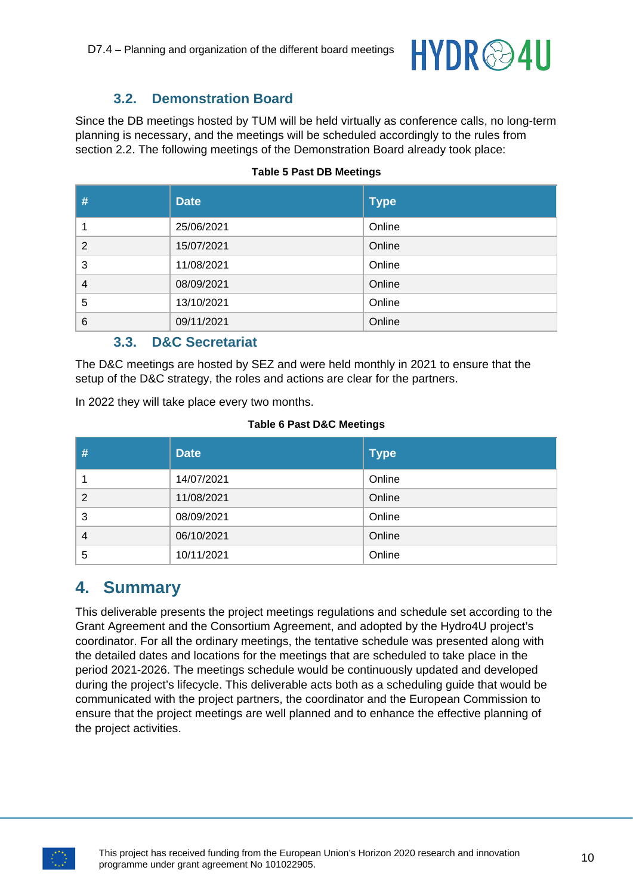### 3.2. Demonstration Board

Since the DB meetings hosted by TUM will be held virtually as conference calls, no long-term planning is necessary, and the meetings will be scheduled accordingly to the rules from section 2.2. The following meetings of the Demonstration Board already took place:

**Table 5 Past DB Meetings**

| # | Date | Type |
|---|---|---|
| 1 | 25/06/2021 | Online |
| 2 | 15/07/2021 | Online |
| 3 | 11/08/2021 | Online |
| 4 | 08/09/2021 | Online |
| 5 | 13/10/2021 | Online |
| 6 | 09/11/2021 | Online |

### 3.3. D&C Secretariat

The D&C meetings are hosted by SEZ and were held monthly in 2021 to ensure that the setup of the D&C strategy, the roles and actions are clear for the partners.

In 2022 they will take place every two months.

**Table 6 Past D&C Meetings**

| # | Date | Type |
|---|---|---|
| 1 | 14/07/2021 | Online |
| 2 | 11/08/2021 | Online |
| 3 | 08/09/2021 | Online |
| 4 | 06/10/2021 | Online |
| 5 | 10/11/2021 | Online |

# 4. Summary

This deliverable presents the project meetings regulations and schedule set according to the Grant Agreement and the Consortium Agreement, and adopted by the Hydro4U project's coordinator. For all the ordinary meetings, the tentative schedule was presented along with the detailed dates and locations for the meetings that are scheduled to take place in the period 2021-2026. The meetings schedule would be continuously updated and developed during the project's lifecycle. This deliverable acts both as a scheduling guide that would be communicated with the project partners, the coordinator and the European Commission to ensure that the project meetings are well planned and to enhance the effective planning of the project activities.